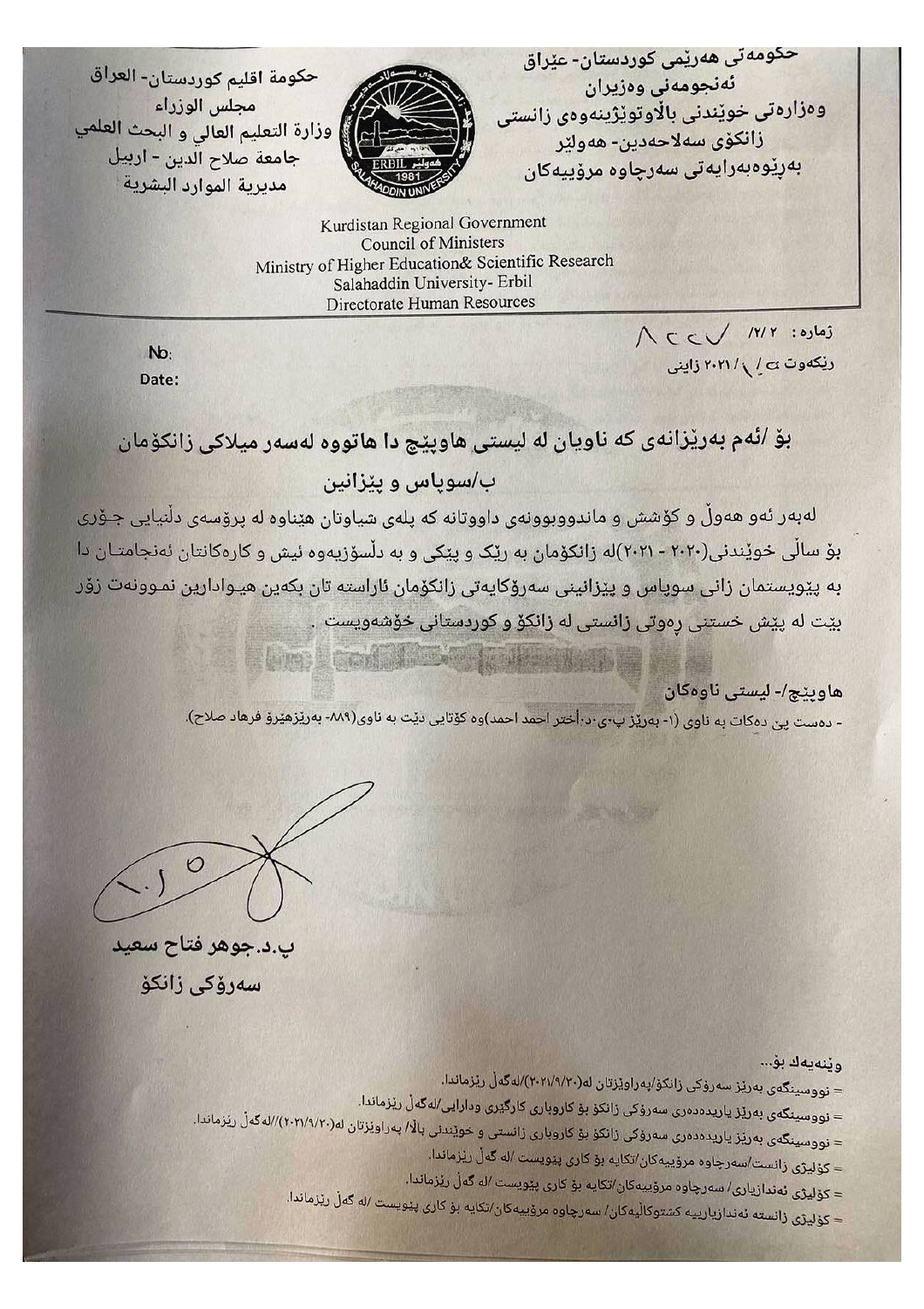حكومة اقليم كوردستان- العراق
مجلس الوزراء
وزارة التعليم العالي و البحث العلمي
جامعة صلاح الدين - اربيل
مديرية الموارد البشرية

حکومەتی هەرێمی کوردستان- عێراق
ئەنجومەنی وەزیران
وەزارەتی خوێندنی باڵاوتوێژینەوەی زانستی
زانکۆی سەلاحەدین- هەولێر
بەڕێوەبەرایەتی سەرچاوە مرۆییەکان

Kurdistan Regional Government
Council of Ministers
Ministry of Higher Education& Scientific Research
Salahaddin University- Erbil
Directorate Human Resources

No:
Date:

ژمارە: ٢ /٦/ ٨٢٢٧
ڕێکەوت ٥ / ١٠ / ٢٠٢١ زاینی

## بۆ /ئەم بەڕێزانەی کە ناویان لە لیستی هاوپێچ دا هاتووە لەسەر میلاکی زانکۆمان

## ب/سوپاس و پێزانین

لەبەر ئەو هەوڵ و کۆشش و ماندووبوونەی داووتانە کە پلەی شیاوتان هێناوە لە پرۆسەی دڵنیایی جۆری بۆ ساڵی خوێندنی(٢٠٢٠ - ٢٠٢١)لە زانکۆمان بە ڕێک و پێکی و بە دڵسۆزییەوە ئیش و کارەکانتان ئەنجامتان دا بە پێویستمان زانی سوپاس و پێزانینی سەرۆکایەتی زانکۆمان ئاراستە تان بکەین هیوادارین نموونەت زۆر بێت لە پێش خستنی ڕەوتی زانستی لە زانکۆ و کوردستانی خۆشەویست .

**هاوپێچ/- لیستی ناوەکان**

- دەست پێ دەکات بە ناوی (١- بەڕێز پ.ی.د.أختر احمد احمد)وە کۆتایی دێت بە ناوی(٨٨٩- بەڕێزهێرۆ فرهاد صلاح).

**پ.د.جوهر فتاح سعید**
**سەرۆکی زانکۆ**

وێنەیەك بۆ...
= نووسینگەی بەڕێز سەرۆکی زانکۆ/پەراوێزتان لە(٢٠٢١/٩/٢٠)/لەگەڵ ڕێزماندا.
= نووسینگەی بەڕێز یاریدەدەری سەرۆکی زانکۆ بۆ کاروباری کارگێری ودارایی/لەگەڵ ڕێزماندا.
= نووسینگەی بەڕێز یاریدەدەری سەرۆکی زانکۆ بۆ کاروباری زانستی و خوێندنی باڵا/ پەراوێزتان لە(٢٠٢١/٩/٢٠)/لەگەڵ ڕێزماندا.
= کۆلێژی زانست/سەرچاوە مرۆییەکان/تکایە بۆ کاری پێویست /لە گەڵ ڕێزماندا.
= کۆلێژی ئەندازیاری/ سەرچاوە مرۆییەکان/تکایە بۆ کاری پێویست /لە گەڵ ڕێزماندا.
= کۆلێژی زانستە ئەندازیارییە کشتوکاڵیەکان/ سەرچاوە مرۆییەکان/تکایە بۆ کاری پێویست /لە گەڵ ڕێزماندا.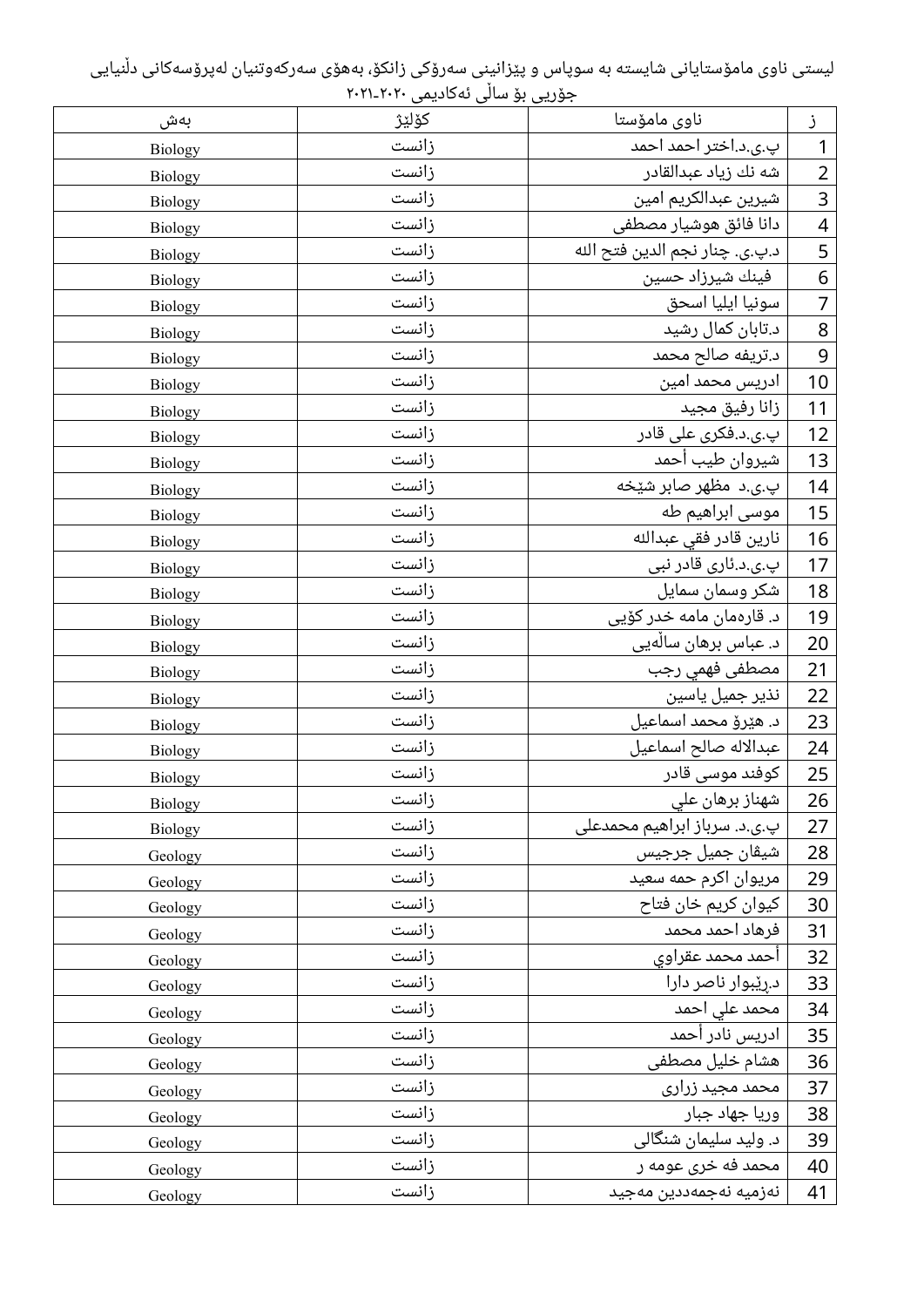لیستی ناوی مامۆستایانی شایستە بە سوپاس و پێزانینی سەرۆکی زانکۆ، بەهۆی سەرکەوتنیان لەپرۆسەکانی دڵنیایی جۆریی بۆ ساڵی ئەکادیمی ۲۰۲۰-۲۰۲۱

| ز | ناوی مامۆستا | کۆلێژ | بەش |
|---|---|---|---|
| 1 | پ.ی.د.اختر احمد احمد | زانست | Biology |
| 2 | شه نك زياد عبدالقادر | زانست | Biology |
| 3 | شيرين عبدالكريم امين | زانست | Biology |
| 4 | دانا فائق هوشيار مصطفى | زانست | Biology |
| 5 | د.پ.ی. چنار نجم الدين فتح الله | زانست | Biology |
| 6 | فينك شيرزاد حسين | زانست | Biology |
| 7 | سونيا ايليا اسحق | زانست | Biology |
| 8 | د.تابان كمال رشيد | زانست | Biology |
| 9 | د.تريفه صالح محمد | زانست | Biology |
| 10 | ادريس محمد امين | زانست | Biology |
| 11 | زانا رفيق مجيد | زانست | Biology |
| 12 | پ.ی.د.فكرى على قادر | زانست | Biology |
| 13 | شيروان طيب أحمد | زانست | Biology |
| 14 | پ.ی.د. مظهر صابر شێخە | زانست | Biology |
| 15 | موسى ابراهيم طه | زانست | Biology |
| 16 | نارين قادر فقي عبدالله | زانست | Biology |
| 17 | پ.ی.د.ئارى قادر نبى | زانست | Biology |
| 18 | شكر وسمان سمايل | زانست | Biology |
| 19 | د. قارەمان مامە خدر كۆيى | زانست | Biology |
| 20 | د. عباس برهان ساڵەیی | زانست | Biology |
| 21 | مصطفى فهمي رجب | زانست | Biology |
| 22 | نذير جميل ياسين | زانست | Biology |
| 23 | د. هێرۆ محمد اسماعيل | زانست | Biology |
| 24 | عبدالاله صالح اسماعيل | زانست | Biology |
| 25 | كوفند موسى قادر | زانست | Biology |
| 26 | شهناز برهان علي | زانست | Biology |
| 27 | پ.ی.د. سرباز ابراهيم محمدعلى | زانست | Biology |
| 28 | شيڤان جميل جرجيس | زانست | Geology |
| 29 | مريوان اكرم حمه سعيد | زانست | Geology |
| 30 | كيوان كريم خان فتاح | زانست | Geology |
| 31 | فرهاد احمد محمد | زانست | Geology |
| 32 | أحمد محمد عقراوي | زانست | Geology |
| 33 | د.ڕێبوار ناصر دارا | زانست | Geology |
| 34 | محمد علي احمد | زانست | Geology |
| 35 | ادريس نادر أحمد | زانست | Geology |
| 36 | هشام خليل مصطفى | زانست | Geology |
| 37 | محمد مجيد زرارى | زانست | Geology |
| 38 | وريا جهاد جبار | زانست | Geology |
| 39 | د. وليد سليمان شنگالى | زانست | Geology |
| 40 | محمد فه خرى عومه ر | زانست | Geology |
| 41 | نەزمیە نەجمەددین مەجید | زانست | Geology |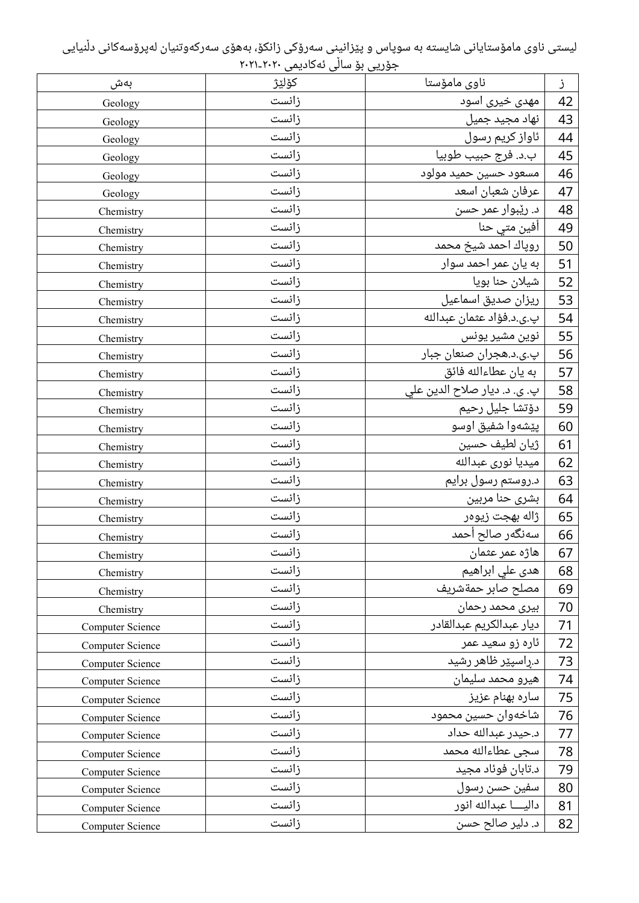ليستی ناوی مامۆستايانی شايسته به سوپاس و پێزانينی سەرۆكی زانكۆ، بەهۆی سەركەوتنيان لەپرۆسەكانی دڵنيايی جۆريی بۆ ساڵی ئەكاديمی ٢٠٢٠-٢٠٢١

| ز | ناوی مامۆستا | كۆلێژ | بەش |
|---|---|---|---|
| 42 | مهدی خيری اسود | زانست | Geology |
| 43 | نهاد مجيد جميل | زانست | Geology |
| 44 | ئاواز كريم رسول | زانست | Geology |
| 45 | ب.د. فرج حبيب طوبيا | زانست | Geology |
| 46 | مسعود حسين حميد مولود | زانست | Geology |
| 47 | عرفان شعبان اسعد | زانست | Geology |
| 48 | د. رێبوار عمر حسن | زانست | Chemistry |
| 49 | أفين متي حنا | زانست | Chemistry |
| 50 | روپاك احمد شيخ محمد | زانست | Chemistry |
| 51 | به يان عمر احمد سوار | زانست | Chemistry |
| 52 | شيلان حنا بويا | زانست | Chemistry |
| 53 | ريزان صديق اسماعيل | زانست | Chemistry |
| 54 | پ.ی.د.فؤاد عثمان عبدالله | زانست | Chemistry |
| 55 | نوين مشير يونس | زانست | Chemistry |
| 56 | پ.ی.د.هجران صنعان جبار | زانست | Chemistry |
| 57 | به يان عطاءالله فائق | زانست | Chemistry |
| 58 | پ. ی. د. ديار صلاح الدين علي | زانست | Chemistry |
| 59 | دۆتشا جليل رحيم | زانست | Chemistry |
| 60 | پێشەوا شفيق اوسو | زانست | Chemistry |
| 61 | ژيان لطيف حسين | زانست | Chemistry |
| 62 | ميديا نورى عبدالله | زانست | Chemistry |
| 63 | د.روستم رسول برايم | زانست | Chemistry |
| 64 | بشرى حنا مربين | زانست | Chemistry |
| 65 | ژاله بهجت زيوەر | زانست | Chemistry |
| 66 | سەنگەر صالح أحمد | زانست | Chemistry |
| 67 | هاژە عمر عثمان | زانست | Chemistry |
| 68 | هدى علي ابراهيم | زانست | Chemistry |
| 69 | مصلح صابر حمةشريف | زانست | Chemistry |
| 70 | بيرى محمد رحمان | زانست | Chemistry |
| 71 | ديار عبدالكريم عبدالقادر | زانست | Computer Science |
| 72 | ئارە زو سعيد عمر | زانست | Computer Science |
| 73 | د.ڕاسپێر ظاهر رشيد | زانست | Computer Science |
| 74 | هيرو محمد سليمان | زانست | Computer Science |
| 75 | ساره بهنام عزيز | زانست | Computer Science |
| 76 | شاخەوان حسين محمود | زانست | Computer Science |
| 77 | د.حيدر عبدالله حداد | زانست | Computer Science |
| 78 | سجى عطاءالله محمد | زانست | Computer Science |
| 79 | د.تابان فوئاد مجيد | زانست | Computer Science |
| 80 | سفين حسن رسول | زانست | Computer Science |
| 81 | داليـــا عبدالله انور | زانست | Computer Science |
| 82 | د. دلير صالح حسن | زانست | Computer Science |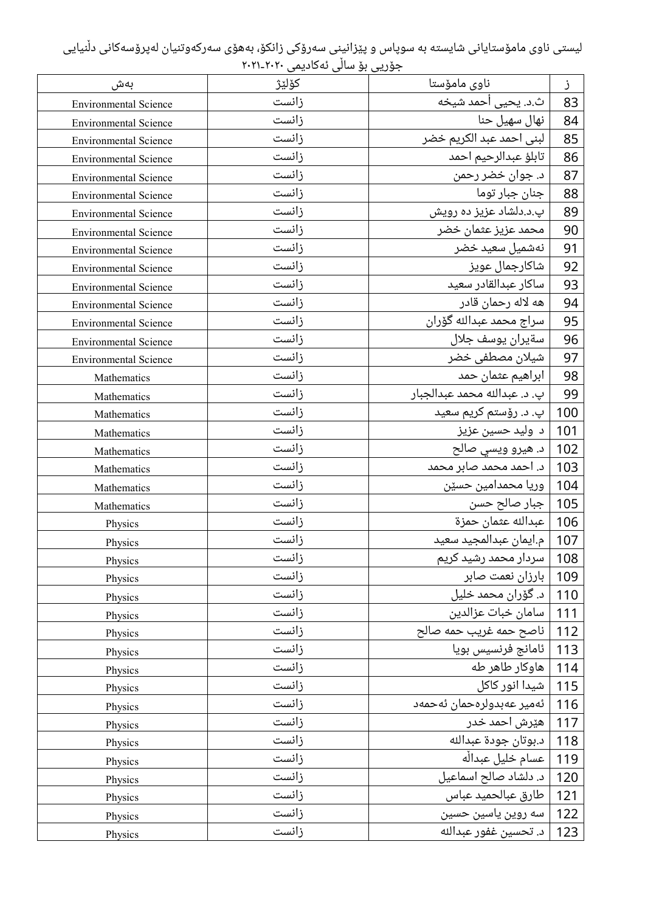لیستی ناوی مامۆستایانی شایستە بە سوپاس و پێزانینی سەرۆکی زانکۆ، بەهۆی سەرکەوتنیان لەپرۆسەکانی دڵنیایی جۆریی بۆ ساڵی ئەکادیمی ٢٠٢٠-٢٠٢١

| ز | ناوی مامۆستا | کۆلێژ | بەش |
|---|---|---|---|
| 83 | ث.د. يحيى أحمد شيخه | زانست | Environmental Science |
| 84 | نهال سهيل حنا | زانست | Environmental Science |
| 85 | لبنى احمد عبد الكريم خضر | زانست | Environmental Science |
| 86 | تابلۆ عبدالرحيم احمد | زانست | Environmental Science |
| 87 | د. جوان خضر رحمن | زانست | Environmental Science |
| 88 | جنان جبار توما | زانست | Environmental Science |
| 89 | پ.د.دلشاد عزيز ده رويش | زانست | Environmental Science |
| 90 | محمد عزيز عثمان خضر | زانست | Environmental Science |
| 91 | نەشميل سعيد خضر | زانست | Environmental Science |
| 92 | شاكارجمال عويز | زانست | Environmental Science |
| 93 | ساكار عبدالقادر سعيد | زانست | Environmental Science |
| 94 | هه لاله رحمان قادر | زانست | Environmental Science |
| 95 | سراج محمد عبدالله گۆران | زانست | Environmental Science |
| 96 | سەيران يوسف جلال | زانست | Environmental Science |
| 97 | شيلان مصطفى خضر | زانست | Environmental Science |
| 98 | ابراهيم عثمان حمد | زانست | Mathematics |
| 99 | پ. د. عبدالله محمد عبدالجبار | زانست | Mathematics |
| 100 | پ. د. رۆستم كريم سعيد | زانست | Mathematics |
| 101 | د وليد حسين عزيز | زانست | Mathematics |
| 102 | د. هيرو ويسي صالح | زانست | Mathematics |
| 103 | د. احمد محمد صابر محمد | زانست | Mathematics |
| 104 | وريا محمدامين حسێن | زانست | Mathematics |
| 105 | جبار صالح حسن | زانست | Mathematics |
| 106 | عبدالله عثمان حمزة | زانست | Physics |
| 107 | م.ايمان عبدالمجيد سعيد | زانست | Physics |
| 108 | سردار محمد رشيد كريم | زانست | Physics |
| 109 | بارزان نعمت صابر | زانست | Physics |
| 110 | د. گۆران محمد خليل | زانست | Physics |
| 111 | سامان خبات عزالدين | زانست | Physics |
| 112 | ناصح حمه غريب حمه صالح | زانست | Physics |
| 113 | ئامانج فرنسيس بويا | زانست | Physics |
| 114 | هاوكار طاهر طه | زانست | Physics |
| 115 | شيدا انور كاكل | زانست | Physics |
| 116 | ئەمیر عەبدولڕەحمان ئەحمەد | زانست | Physics |
| 117 | هێرش احمد خدر | زانست | Physics |
| 118 | د.بوتان جودة عبدالله | زانست | Physics |
| 119 | عسام خليل عبدالّه | زانست | Physics |
| 120 | د. دلشاد صالح اسماعيل | زانست | Physics |
| 121 | طارق عبالحميد عباس | زانست | Physics |
| 122 | سه روين ياسين حسين | زانست | Physics |
| 123 | د. تحسين غفور عبدالله | زانست | Physics |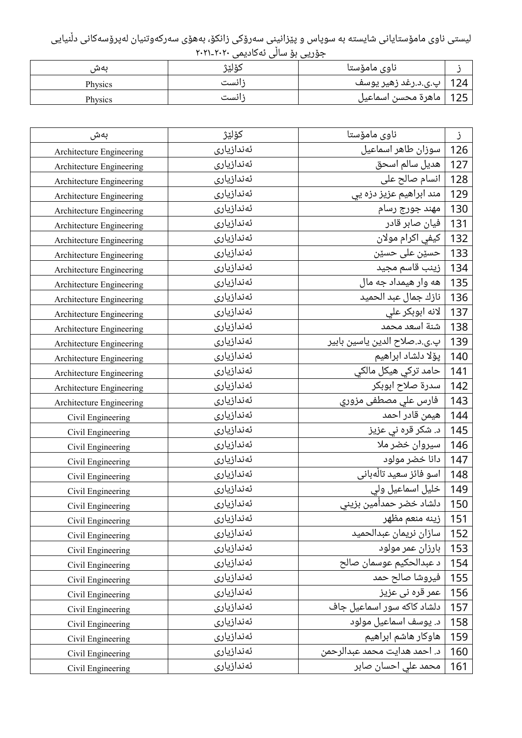لیستی ناوی مامۆستایانی شایستە بە سوپاس و پێزانینی سەرۆکی زانکۆ، بەهۆی سەرکەوتنیان لەپرۆسەکانی دڵنیایی جۆریی بۆ ساڵی ئەکادیمی ٢٠٢٠-٢٠٢١

| ز | ناوی مامۆستا | کۆلێژ | بەش |
|---|---|---|---|
| 124 | پ.ی.د.رغد زهير يوسف | زانست | Physics |
| 125 | ماهرة محسن اسماعيل | زانست | Physics |

| ز | ناوی مامۆستا | کۆلێژ | بەش |
|---|---|---|---|
| 126 | سوزان طاهر اسماعيل | ئەندازیاری | Architecture Engineering |
| 127 | هديل سالم اسحق | ئەندازیاری | Architecture Engineering |
| 128 | انسام صالح على | ئەندازیاری | Architecture Engineering |
| 129 | مند ابراهيم عزيز دزه يي | ئەندازیاری | Architecture Engineering |
| 130 | مهند جورج رسام | ئەندازیاری | Architecture Engineering |
| 131 | فيان صابر قادر | ئەندازیاری | Architecture Engineering |
| 132 | كيفي اكرام مولان | ئەندازیاری | Architecture Engineering |
| 133 | حسێن على حسێن | ئەندازیاری | Architecture Engineering |
| 134 | زينب قاسم مجيد | ئەندازیاری | Architecture Engineering |
| 135 | هه وار هيمداد جه مال | ئەندازیاری | Architecture Engineering |
| 136 | نازك جمال عبد الحميد | ئەندازیاری | Architecture Engineering |
| 137 | لانه ابوبكر علي | ئەندازیاری | Architecture Engineering |
| 138 | شنة اسعد محمد | ئەندازیاری | Architecture Engineering |
| 139 | پ.ی.د.صلاح الدين ياسين بابير | ئەندازیاری | Architecture Engineering |
| 140 | پۆلا دلشاد ابراهيم | ئەندازیاری | Architecture Engineering |
| 141 | حامد تركي هيكل مالكي | ئەندازیاری | Architecture Engineering |
| 142 | سدرة صلاح ابوبكر | ئەندازیاری | Architecture Engineering |
| 143 | فارس علي مصطفى مزوري | ئەندازیاری | Architecture Engineering |
| 144 | هيمن قادر احمد | ئەندازیاری | Civil Engineering |
| 145 | د. شكر قره ني عزيز | ئەندازیاری | Civil Engineering |
| 146 | سيروان خضر ملا | ئەندازیاری | Civil Engineering |
| 147 | دانا خضر مولود | ئەندازیاری | Civil Engineering |
| 148 | اسو فائز سعيد تاڵەبانی | ئەندازیاری | Civil Engineering |
| 149 | خليل اسماعيل ولي | ئەندازیاری | Civil Engineering |
| 150 | دلشاد خضر حمدأمين بزيني | ئەندازیاری | Civil Engineering |
| 151 | زينه منعم مظهر | ئەندازیاری | Civil Engineering |
| 152 | سازان نريمان عبدالحميد | ئەندازیاری | Civil Engineering |
| 153 | بارزان عمر مولود | ئەندازیاری | Civil Engineering |
| 154 | د عبدالحكيم عوسمان صالح | ئەندازیاری | Civil Engineering |
| 155 | فيروشا صالح حمد | ئەندازیاری | Civil Engineering |
| 156 | عمر قره نی عزيز | ئەندازیاری | Civil Engineering |
| 157 | دلشاد كاكه سور اسماعيل جاف | ئەندازیاری | Civil Engineering |
| 158 | د. يوسف اسماعيل مولود | ئەندازیاری | Civil Engineering |
| 159 | هاوكار هاشم ابراهيم | ئەندازیاری | Civil Engineering |
| 160 | د. احمد هدايت محمد عبدالرحمن | ئەندازیاری | Civil Engineering |
| 161 | محمد علي احسان صابر | ئەندازیاری | Civil Engineering |